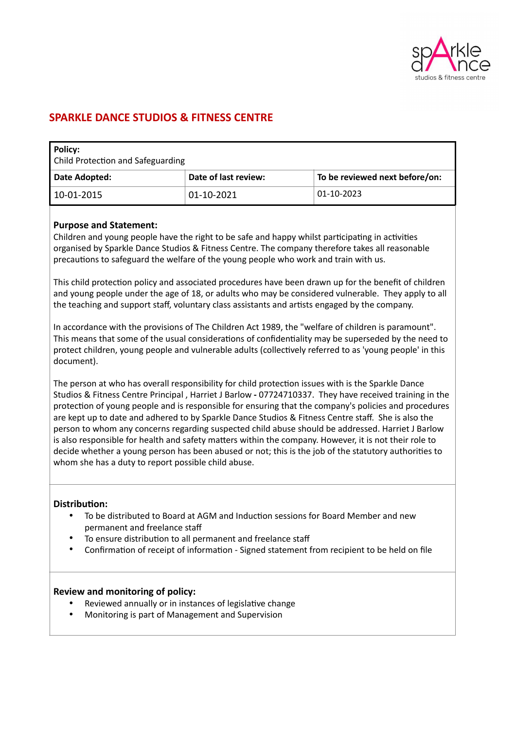# SPARKLE DANCE STUDIOS & FITNESS CENTRE

| **Policy:** Child Protection and Safeguarding | | |
|---|---|---|
| **Date Adopted:** | **Date of last review:** | **To be reviewed next before/on:** |
| 10-01-2015 | 01-10-2021 | 01-10-2023 |

**Purpose and Statement:**

Children and young people have the right to be safe and happy whilst participating in activities organised by Sparkle Dance Studios & Fitness Centre. The company therefore takes all reasonable precautions to safeguard the welfare of the young people who work and train with us.

This child protection policy and associated procedures have been drawn up for the benefit of children and young people under the age of 18, or adults who may be considered vulnerable. They apply to all the teaching and support staff, voluntary class assistants and artists engaged by the company.

In accordance with the provisions of The Children Act 1989, the "welfare of children is paramount". This means that some of the usual considerations of confidentiality may be superseded by the need to protect children, young people and vulnerable adults (collectively referred to as 'young people' in this document).

The person at who has overall responsibility for child protection issues with is the Sparkle Dance Studios & Fitness Centre Principal , Harriet J Barlow **-** 07724710337. They have received training in the protection of young people and is responsible for ensuring that the company's policies and procedures are kept up to date and adhered to by Sparkle Dance Studios & Fitness Centre staff. She is also the person to whom any concerns regarding suspected child abuse should be addressed. Harriet J Barlow is also responsible for health and safety matters within the company. However, it is not their role to decide whether a young person has been abused or not; this is the job of the statutory authorities to whom she has a duty to report possible child abuse.

**Distribution:**

- To be distributed to Board at AGM and Induction sessions for Board Member and new permanent and freelance staff
- To ensure distribution to all permanent and freelance staff
- Confirmation of receipt of information - Signed statement from recipient to be held on file

**Review and monitoring of policy:**

- Reviewed annually or in instances of legislative change
- Monitoring is part of Management and Supervision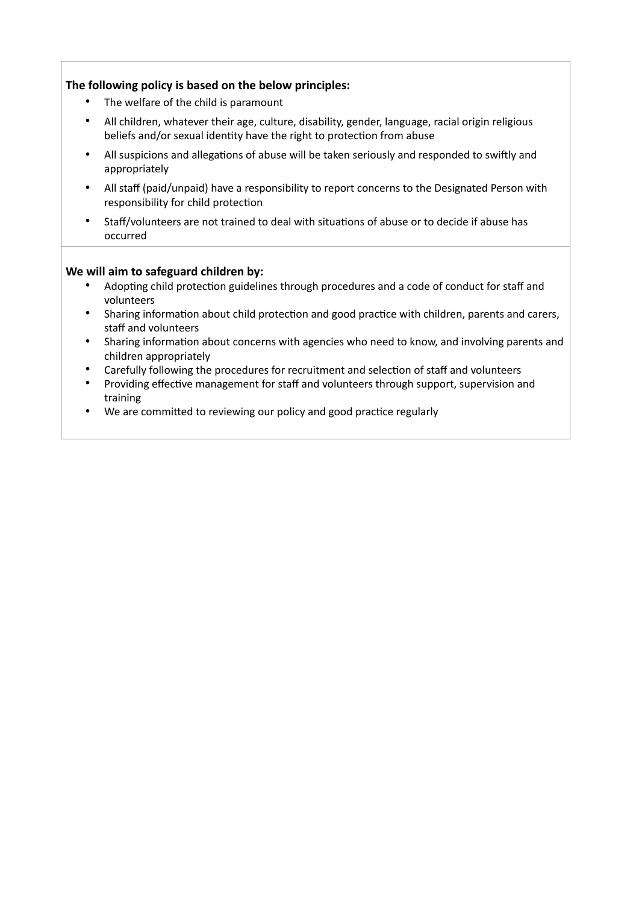**The following policy is based on the below principles:**

- The welfare of the child is paramount
- All children, whatever their age, culture, disability, gender, language, racial origin religious beliefs and/or sexual identity have the right to protection from abuse
- All suspicions and allegations of abuse will be taken seriously and responded to swiftly and appropriately
- All staff (paid/unpaid) have a responsibility to report concerns to the Designated Person with responsibility for child protection
- Staff/volunteers are not trained to deal with situations of abuse or to decide if abuse has occurred

**We will aim to safeguard children by:**

- Adopting child protection guidelines through procedures and a code of conduct for staff and volunteers
- Sharing information about child protection and good practice with children, parents and carers, staff and volunteers
- Sharing information about concerns with agencies who need to know, and involving parents and children appropriately
- Carefully following the procedures for recruitment and selection of staff and volunteers
- Providing effective management for staff and volunteers through support, supervision and training
- We are committed to reviewing our policy and good practice regularly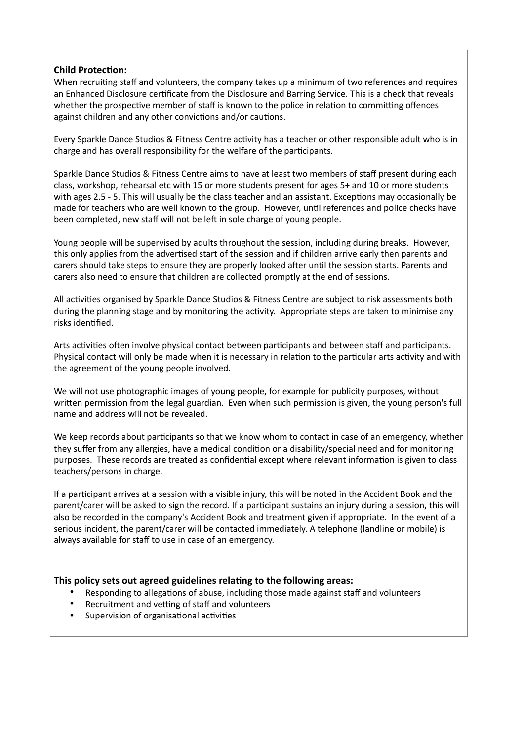**Child Protection:**

When recruiting staff and volunteers, the company takes up a minimum of two references and requires an Enhanced Disclosure certificate from the Disclosure and Barring Service. This is a check that reveals whether the prospective member of staff is known to the police in relation to committing offences against children and any other convictions and/or cautions.

Every Sparkle Dance Studios & Fitness Centre activity has a teacher or other responsible adult who is in charge and has overall responsibility for the welfare of the participants.

Sparkle Dance Studios & Fitness Centre aims to have at least two members of staff present during each class, workshop, rehearsal etc with 15 or more students present for ages 5+ and 10 or more students with ages 2.5 - 5. This will usually be the class teacher and an assistant. Exceptions may occasionally be made for teachers who are well known to the group. However, until references and police checks have been completed, new staff will not be left in sole charge of young people.

Young people will be supervised by adults throughout the session, including during breaks. However, this only applies from the advertised start of the session and if children arrive early then parents and carers should take steps to ensure they are properly looked after until the session starts. Parents and carers also need to ensure that children are collected promptly at the end of sessions.

All activities organised by Sparkle Dance Studios & Fitness Centre are subject to risk assessments both during the planning stage and by monitoring the activity. Appropriate steps are taken to minimise any risks identified.

Arts activities often involve physical contact between participants and between staff and participants. Physical contact will only be made when it is necessary in relation to the particular arts activity and with the agreement of the young people involved.

We will not use photographic images of young people, for example for publicity purposes, without written permission from the legal guardian. Even when such permission is given, the young person's full name and address will not be revealed.

We keep records about participants so that we know whom to contact in case of an emergency, whether they suffer from any allergies, have a medical condition or a disability/special need and for monitoring purposes. These records are treated as confidential except where relevant information is given to class teachers/persons in charge.

If a participant arrives at a session with a visible injury, this will be noted in the Accident Book and the parent/carer will be asked to sign the record. If a participant sustains an injury during a session, this will also be recorded in the company's Accident Book and treatment given if appropriate. In the event of a serious incident, the parent/carer will be contacted immediately. A telephone (landline or mobile) is always available for staff to use in case of an emergency.

**This policy sets out agreed guidelines relating to the following areas:**

- Responding to allegations of abuse, including those made against staff and volunteers
- Recruitment and vetting of staff and volunteers
- Supervision of organisational activities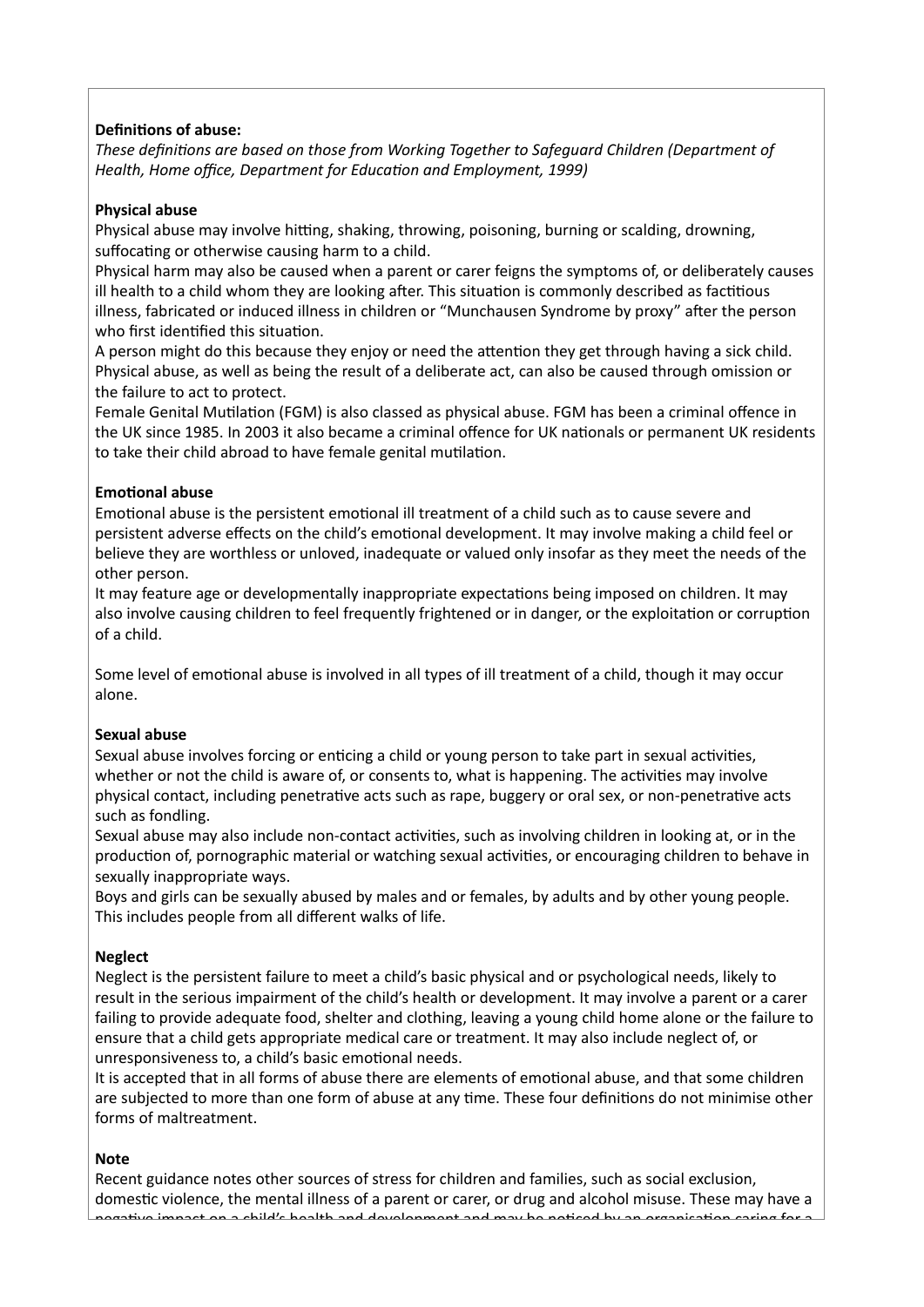**Definitions of abuse:**
*These definitions are based on those from Working Together to Safeguard Children (Department of Health, Home office, Department for Education and Employment, 1999)*

**Physical abuse**
Physical abuse may involve hitting, shaking, throwing, poisoning, burning or scalding, drowning, suffocating or otherwise causing harm to a child.
Physical harm may also be caused when a parent or carer feigns the symptoms of, or deliberately causes ill health to a child whom they are looking after. This situation is commonly described as factitious illness, fabricated or induced illness in children or "Munchausen Syndrome by proxy" after the person who first identified this situation.
A person might do this because they enjoy or need the attention they get through having a sick child. Physical abuse, as well as being the result of a deliberate act, can also be caused through omission or the failure to act to protect.
Female Genital Mutilation (FGM) is also classed as physical abuse. FGM has been a criminal offence in the UK since 1985. In 2003 it also became a criminal offence for UK nationals or permanent UK residents to take their child abroad to have female genital mutilation.

**Emotional abuse**
Emotional abuse is the persistent emotional ill treatment of a child such as to cause severe and persistent adverse effects on the child's emotional development. It may involve making a child feel or believe they are worthless or unloved, inadequate or valued only insofar as they meet the needs of the other person.
It may feature age or developmentally inappropriate expectations being imposed on children. It may also involve causing children to feel frequently frightened or in danger, or the exploitation or corruption of a child.

Some level of emotional abuse is involved in all types of ill treatment of a child, though it may occur alone.

**Sexual abuse**
Sexual abuse involves forcing or enticing a child or young person to take part in sexual activities, whether or not the child is aware of, or consents to, what is happening. The activities may involve physical contact, including penetrative acts such as rape, buggery or oral sex, or non-penetrative acts such as fondling.
Sexual abuse may also include non-contact activities, such as involving children in looking at, or in the production of, pornographic material or watching sexual activities, or encouraging children to behave in sexually inappropriate ways.
Boys and girls can be sexually abused by males and or females, by adults and by other young people. This includes people from all different walks of life.

**Neglect**
Neglect is the persistent failure to meet a child's basic physical and or psychological needs, likely to result in the serious impairment of the child's health or development. It may involve a parent or a carer failing to provide adequate food, shelter and clothing, leaving a young child home alone or the failure to ensure that a child gets appropriate medical care or treatment. It may also include neglect of, or unresponsiveness to, a child's basic emotional needs.
It is accepted that in all forms of abuse there are elements of emotional abuse, and that some children are subjected to more than one form of abuse at any time. These four definitions do not minimise other forms of maltreatment.

**Note**
Recent guidance notes other sources of stress for children and families, such as social exclusion, domestic violence, the mental illness of a parent or carer, or drug and alcohol misuse. These may have a negative impact on a child's health and development and may be noticed by an organisation caring for a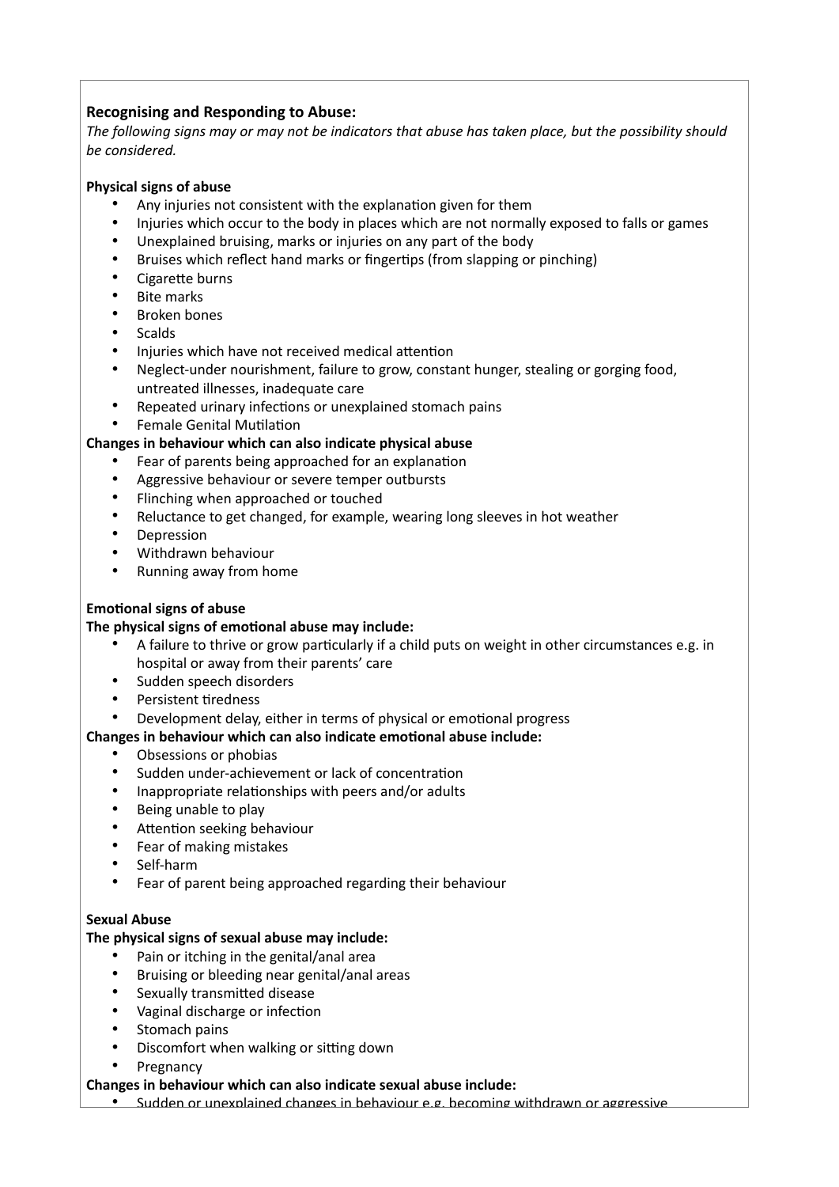**Recognising and Responding to Abuse:**

*The following signs may or may not be indicators that abuse has taken place, but the possibility should be considered.*

**Physical signs of abuse**

- Any injuries not consistent with the explanation given for them
- Injuries which occur to the body in places which are not normally exposed to falls or games
- Unexplained bruising, marks or injuries on any part of the body
- Bruises which reflect hand marks or fingertips (from slapping or pinching)
- Cigarette burns
- Bite marks
- Broken bones
- Scalds
- Injuries which have not received medical attention
- Neglect-under nourishment, failure to grow, constant hunger, stealing or gorging food, untreated illnesses, inadequate care
- Repeated urinary infections or unexplained stomach pains
- Female Genital Mutilation

**Changes in behaviour which can also indicate physical abuse**

- Fear of parents being approached for an explanation
- Aggressive behaviour or severe temper outbursts
- Flinching when approached or touched
- Reluctance to get changed, for example, wearing long sleeves in hot weather
- Depression
- Withdrawn behaviour
- Running away from home

**Emotional signs of abuse**

**The physical signs of emotional abuse may include:**

- A failure to thrive or grow particularly if a child puts on weight in other circumstances e.g. in hospital or away from their parents' care
- Sudden speech disorders
- Persistent tiredness
- Development delay, either in terms of physical or emotional progress

**Changes in behaviour which can also indicate emotional abuse include:**

- Obsessions or phobias
- Sudden under-achievement or lack of concentration
- Inappropriate relationships with peers and/or adults
- Being unable to play
- Attention seeking behaviour
- Fear of making mistakes
- Self-harm
- Fear of parent being approached regarding their behaviour

**Sexual Abuse**

**The physical signs of sexual abuse may include:**

- Pain or itching in the genital/anal area
- Bruising or bleeding near genital/anal areas
- Sexually transmitted disease
- Vaginal discharge or infection
- Stomach pains
- Discomfort when walking or sitting down
- Pregnancy

**Changes in behaviour which can also indicate sexual abuse include:**

- Sudden or unexplained changes in behaviour e.g. becoming withdrawn or aggressive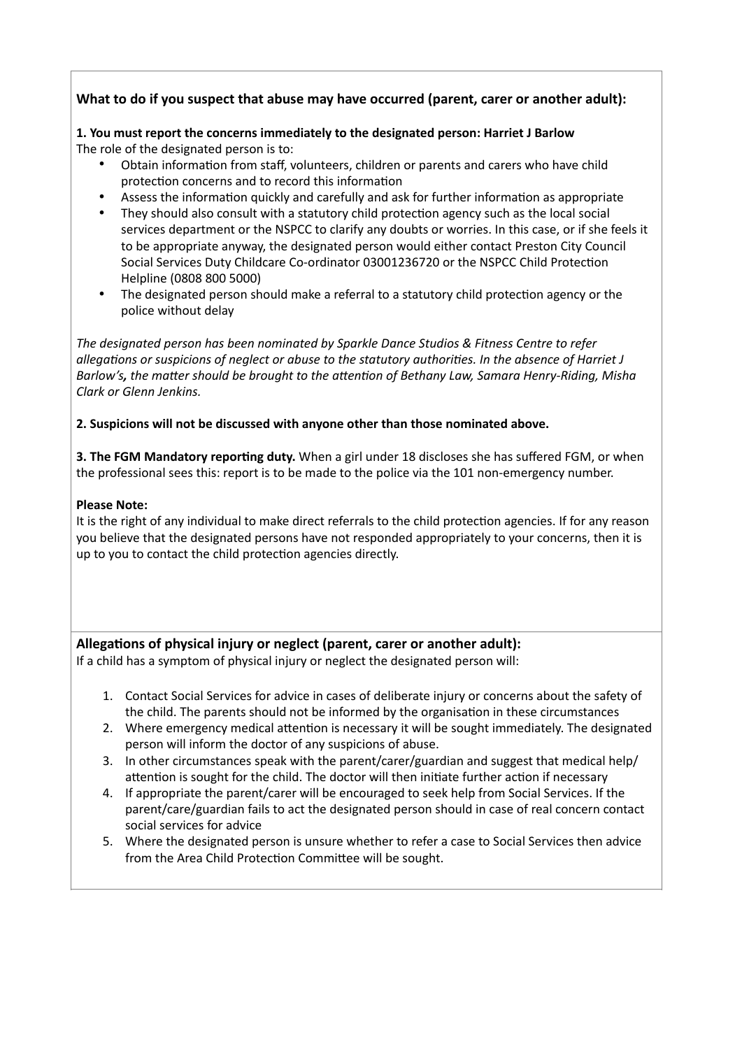**What to do if you suspect that abuse may have occurred (parent, carer or another adult):**

**1. You must report the concerns immediately to the designated person: Harriet J Barlow**

The role of the designated person is to:

- Obtain information from staff, volunteers, children or parents and carers who have child protection concerns and to record this information
- Assess the information quickly and carefully and ask for further information as appropriate
- They should also consult with a statutory child protection agency such as the local social services department or the NSPCC to clarify any doubts or worries. In this case, or if she feels it to be appropriate anyway, the designated person would either contact Preston City Council Social Services Duty Childcare Co-ordinator 03001236720 or the NSPCC Child Protection Helpline (0808 800 5000)
- The designated person should make a referral to a statutory child protection agency or the police without delay

*The designated person has been nominated by Sparkle Dance Studios & Fitness Centre to refer allegations or suspicions of neglect or abuse to the statutory authorities. In the absence of Harriet J Barlow's, the matter should be brought to the attention of Bethany Law, Samara Henry-Riding, Misha Clark or Glenn Jenkins.*

**2. Suspicions will not be discussed with anyone other than those nominated above.**

**3. The FGM Mandatory reporting duty.** When a girl under 18 discloses she has suffered FGM, or when the professional sees this: report is to be made to the police via the 101 non-emergency number.

**Please Note:**

It is the right of any individual to make direct referrals to the child protection agencies. If for any reason you believe that the designated persons have not responded appropriately to your concerns, then it is up to you to contact the child protection agencies directly.

**Allegations of physical injury or neglect (parent, carer or another adult):**

If a child has a symptom of physical injury or neglect the designated person will:

1. Contact Social Services for advice in cases of deliberate injury or concerns about the safety of the child. The parents should not be informed by the organisation in these circumstances
2. Where emergency medical attention is necessary it will be sought immediately. The designated person will inform the doctor of any suspicions of abuse.
3. In other circumstances speak with the parent/carer/guardian and suggest that medical help/attention is sought for the child. The doctor will then initiate further action if necessary
4. If appropriate the parent/carer will be encouraged to seek help from Social Services. If the parent/care/guardian fails to act the designated person should in case of real concern contact social services for advice
5. Where the designated person is unsure whether to refer a case to Social Services then advice from the Area Child Protection Committee will be sought.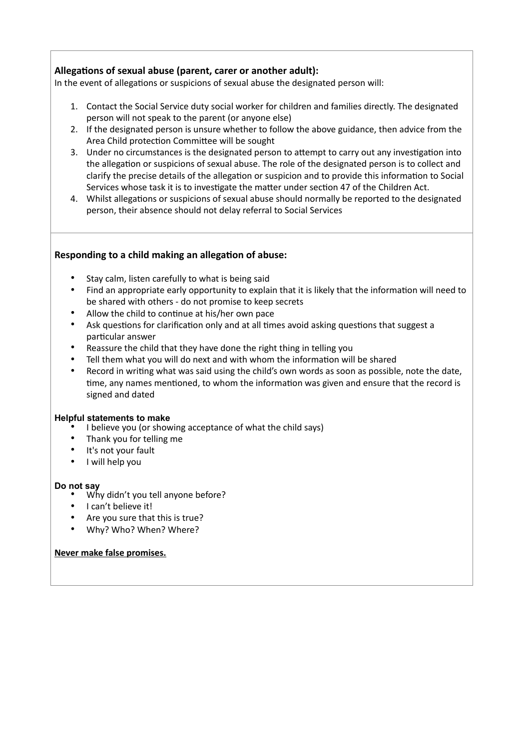**Allegations of sexual abuse (parent, carer or another adult):**

In the event of allegations or suspicions of sexual abuse the designated person will:

1. Contact the Social Service duty social worker for children and families directly. The designated person will not speak to the parent (or anyone else)
2. If the designated person is unsure whether to follow the above guidance, then advice from the Area Child protection Committee will be sought
3. Under no circumstances is the designated person to attempt to carry out any investigation into the allegation or suspicions of sexual abuse. The role of the designated person is to collect and clarify the precise details of the allegation or suspicion and to provide this information to Social Services whose task it is to investigate the matter under section 47 of the Children Act.
4. Whilst allegations or suspicions of sexual abuse should normally be reported to the designated person, their absence should not delay referral to Social Services

**Responding to a child making an allegation of abuse:**

- Stay calm, listen carefully to what is being said
- Find an appropriate early opportunity to explain that it is likely that the information will need to be shared with others - do not promise to keep secrets
- Allow the child to continue at his/her own pace
- Ask questions for clarification only and at all times avoid asking questions that suggest a particular answer
- Reassure the child that they have done the right thing in telling you
- Tell them what you will do next and with whom the information will be shared
- Record in writing what was said using the child's own words as soon as possible, note the date, time, any names mentioned, to whom the information was given and ensure that the record is signed and dated

**Helpful statements to make**

- I believe you (or showing acceptance of what the child says)
- Thank you for telling me
- It's not your fault
- I will help you

**Do not say**

- Why didn't you tell anyone before?
- I can't believe it!
- Are you sure that this is true?
- Why? Who? When? Where?

**Never make false promises.**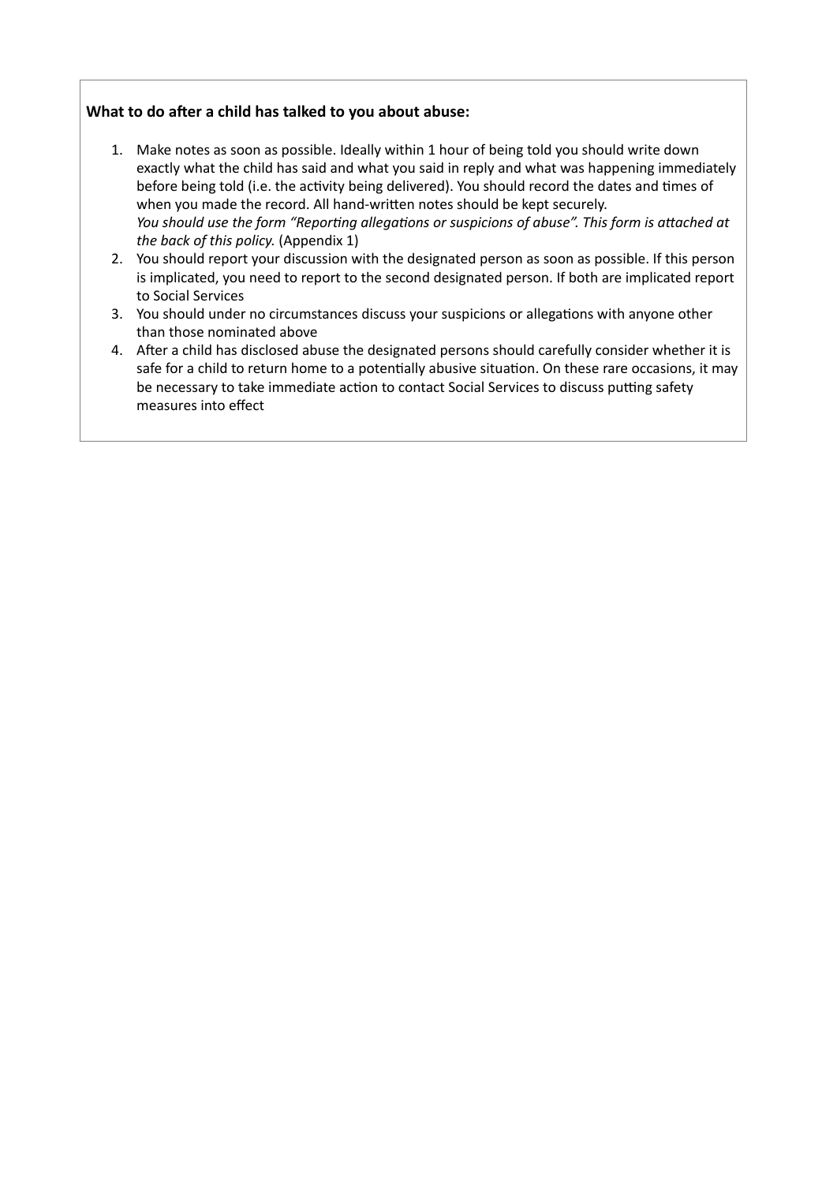**What to do after a child has talked to you about abuse:**

1. Make notes as soon as possible. Ideally within 1 hour of being told you should write down exactly what the child has said and what you said in reply and what was happening immediately before being told (i.e. the activity being delivered). You should record the dates and times of when you made the record. All hand-written notes should be kept securely.
   *You should use the form "Reporting allegations or suspicions of abuse". This form is attached at the back of this policy.* (Appendix 1)
2. You should report your discussion with the designated person as soon as possible. If this person is implicated, you need to report to the second designated person. If both are implicated report to Social Services
3. You should under no circumstances discuss your suspicions or allegations with anyone other than those nominated above
4. After a child has disclosed abuse the designated persons should carefully consider whether it is safe for a child to return home to a potentially abusive situation. On these rare occasions, it may be necessary to take immediate action to contact Social Services to discuss putting safety measures into effect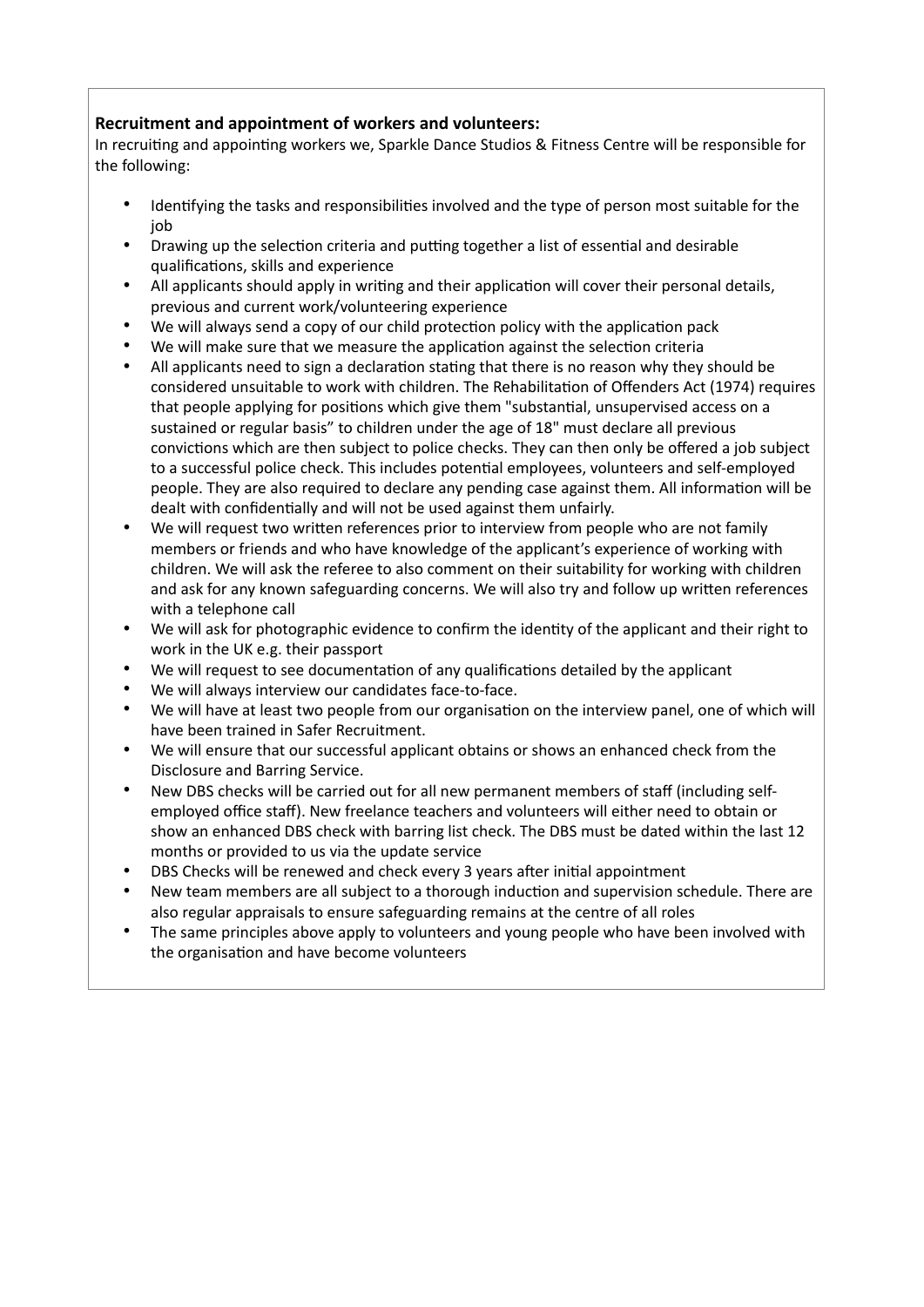**Recruitment and appointment of workers and volunteers:**

In recruiting and appointing workers we, Sparkle Dance Studios & Fitness Centre will be responsible for the following:

- Identifying the tasks and responsibilities involved and the type of person most suitable for the job
- Drawing up the selection criteria and putting together a list of essential and desirable qualifications, skills and experience
- All applicants should apply in writing and their application will cover their personal details, previous and current work/volunteering experience
- We will always send a copy of our child protection policy with the application pack
- We will make sure that we measure the application against the selection criteria
- All applicants need to sign a declaration stating that there is no reason why they should be considered unsuitable to work with children. The Rehabilitation of Offenders Act (1974) requires that people applying for positions which give them "substantial, unsupervised access on a sustained or regular basis" to children under the age of 18" must declare all previous convictions which are then subject to police checks. They can then only be offered a job subject to a successful police check. This includes potential employees, volunteers and self-employed people. They are also required to declare any pending case against them. All information will be dealt with confidentially and will not be used against them unfairly.
- We will request two written references prior to interview from people who are not family members or friends and who have knowledge of the applicant's experience of working with children. We will ask the referee to also comment on their suitability for working with children and ask for any known safeguarding concerns. We will also try and follow up written references with a telephone call
- We will ask for photographic evidence to confirm the identity of the applicant and their right to work in the UK e.g. their passport
- We will request to see documentation of any qualifications detailed by the applicant
- We will always interview our candidates face-to-face.
- We will have at least two people from our organisation on the interview panel, one of which will have been trained in Safer Recruitment.
- We will ensure that our successful applicant obtains or shows an enhanced check from the Disclosure and Barring Service.
- New DBS checks will be carried out for all new permanent members of staff (including self-employed office staff). New freelance teachers and volunteers will either need to obtain or show an enhanced DBS check with barring list check. The DBS must be dated within the last 12 months or provided to us via the update service
- DBS Checks will be renewed and check every 3 years after initial appointment
- New team members are all subject to a thorough induction and supervision schedule. There are also regular appraisals to ensure safeguarding remains at the centre of all roles
- The same principles above apply to volunteers and young people who have been involved with the organisation and have become volunteers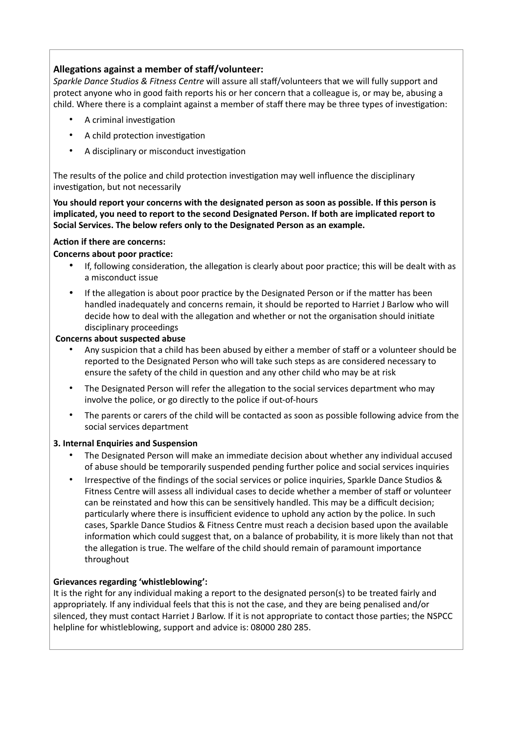**Allegations against a member of staff/volunteer:**

*Sparkle Dance Studios & Fitness Centre* will assure all staff/volunteers that we will fully support and protect anyone who in good faith reports his or her concern that a colleague is, or may be, abusing a child. Where there is a complaint against a member of staff there may be three types of investigation:

- A criminal investigation
- A child protection investigation
- A disciplinary or misconduct investigation

The results of the police and child protection investigation may well influence the disciplinary investigation, but not necessarily

**You should report your concerns with the designated person as soon as possible. If this person is implicated, you need to report to the second Designated Person. If both are implicated report to Social Services. The below refers only to the Designated Person as an example.**

**Action if there are concerns:**

**Concerns about poor practice:**

- If, following consideration, the allegation is clearly about poor practice; this will be dealt with as a misconduct issue
- If the allegation is about poor practice by the Designated Person or if the matter has been handled inadequately and concerns remain, it should be reported to Harriet J Barlow who will decide how to deal with the allegation and whether or not the organisation should initiate disciplinary proceedings

**Concerns about suspected abuse**

- Any suspicion that a child has been abused by either a member of staff or a volunteer should be reported to the Designated Person who will take such steps as are considered necessary to ensure the safety of the child in question and any other child who may be at risk
- The Designated Person will refer the allegation to the social services department who may involve the police, or go directly to the police if out-of-hours
- The parents or carers of the child will be contacted as soon as possible following advice from the social services department

**3. Internal Enquiries and Suspension**

- The Designated Person will make an immediate decision about whether any individual accused of abuse should be temporarily suspended pending further police and social services inquiries
- Irrespective of the findings of the social services or police inquiries, Sparkle Dance Studios & Fitness Centre will assess all individual cases to decide whether a member of staff or volunteer can be reinstated and how this can be sensitively handled. This may be a difficult decision; particularly where there is insufficient evidence to uphold any action by the police. In such cases, Sparkle Dance Studios & Fitness Centre must reach a decision based upon the available information which could suggest that, on a balance of probability, it is more likely than not that the allegation is true. The welfare of the child should remain of paramount importance throughout

**Grievances regarding 'whistleblowing':**

It is the right for any individual making a report to the designated person(s) to be treated fairly and appropriately. If any individual feels that this is not the case, and they are being penalised and/or silenced, they must contact Harriet J Barlow. If it is not appropriate to contact those parties; the NSPCC helpline for whistleblowing, support and advice is: 08000 280 285.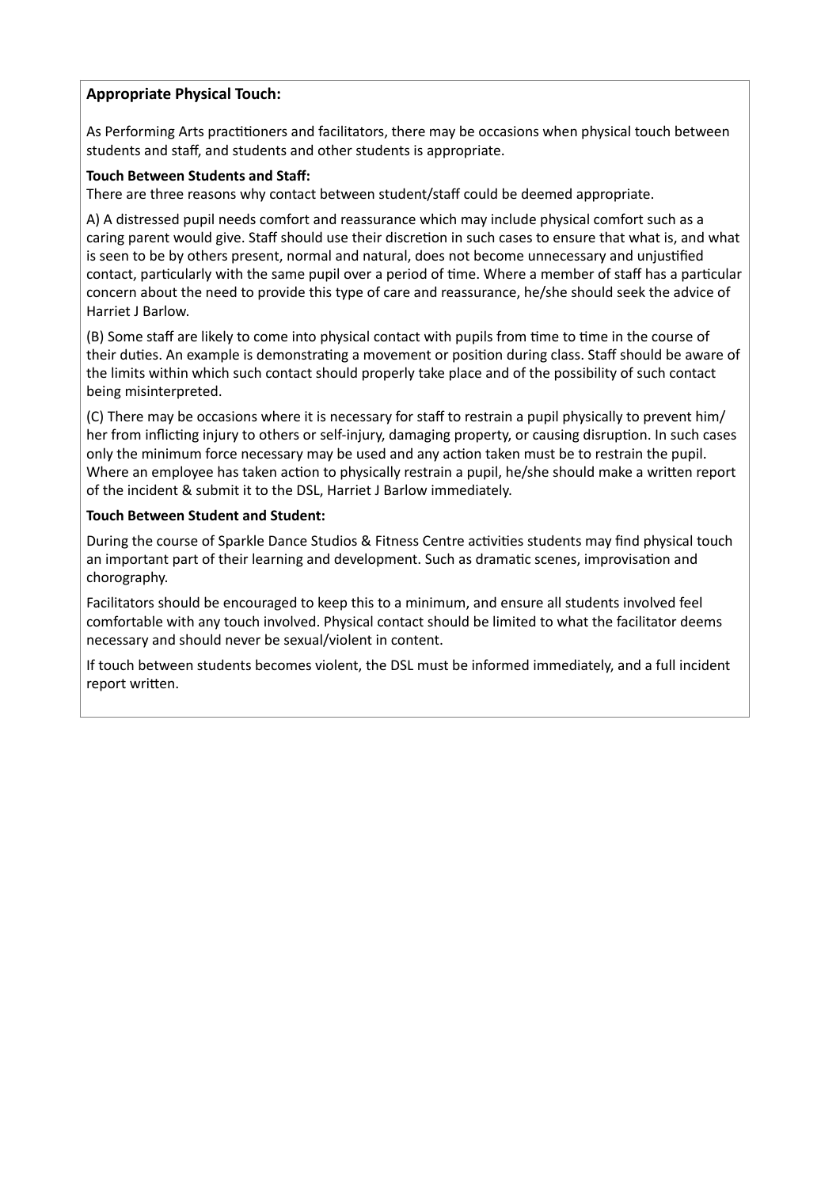**Appropriate Physical Touch:**

As Performing Arts practitioners and facilitators, there may be occasions when physical touch between students and staff, and students and other students is appropriate.

**Touch Between Students and Staff:**
There are three reasons why contact between student/staff could be deemed appropriate.

A) A distressed pupil needs comfort and reassurance which may include physical comfort such as a caring parent would give. Staff should use their discretion in such cases to ensure that what is, and what is seen to be by others present, normal and natural, does not become unnecessary and unjustified contact, particularly with the same pupil over a period of time. Where a member of staff has a particular concern about the need to provide this type of care and reassurance, he/she should seek the advice of Harriet J Barlow.

(B) Some staff are likely to come into physical contact with pupils from time to time in the course of their duties. An example is demonstrating a movement or position during class. Staff should be aware of the limits within which such contact should properly take place and of the possibility of such contact being misinterpreted.

(C) There may be occasions where it is necessary for staff to restrain a pupil physically to prevent him/her from inflicting injury to others or self-injury, damaging property, or causing disruption. In such cases only the minimum force necessary may be used and any action taken must be to restrain the pupil. Where an employee has taken action to physically restrain a pupil, he/she should make a written report of the incident & submit it to the DSL, Harriet J Barlow immediately.

**Touch Between Student and Student:**

During the course of Sparkle Dance Studios & Fitness Centre activities students may find physical touch an important part of their learning and development. Such as dramatic scenes, improvisation and chorography.

Facilitators should be encouraged to keep this to a minimum, and ensure all students involved feel comfortable with any touch involved. Physical contact should be limited to what the facilitator deems necessary and should never be sexual/violent in content.

If touch between students becomes violent, the DSL must be informed immediately, and a full incident report written.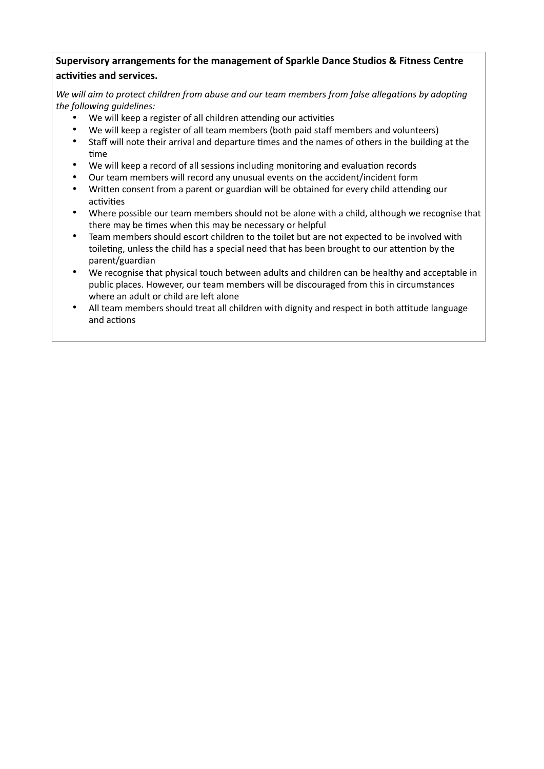**Supervisory arrangements for the management of Sparkle Dance Studios & Fitness Centre activities and services.**

*We will aim to protect children from abuse and our team members from false allegations by adopting the following guidelines:*

- We will keep a register of all children attending our activities
- We will keep a register of all team members (both paid staff members and volunteers)
- Staff will note their arrival and departure times and the names of others in the building at the time
- We will keep a record of all sessions including monitoring and evaluation records
- Our team members will record any unusual events on the accident/incident form
- Written consent from a parent or guardian will be obtained for every child attending our activities
- Where possible our team members should not be alone with a child, although we recognise that there may be times when this may be necessary or helpful
- Team members should escort children to the toilet but are not expected to be involved with toileting, unless the child has a special need that has been brought to our attention by the parent/guardian
- We recognise that physical touch between adults and children can be healthy and acceptable in public places. However, our team members will be discouraged from this in circumstances where an adult or child are left alone
- All team members should treat all children with dignity and respect in both attitude language and actions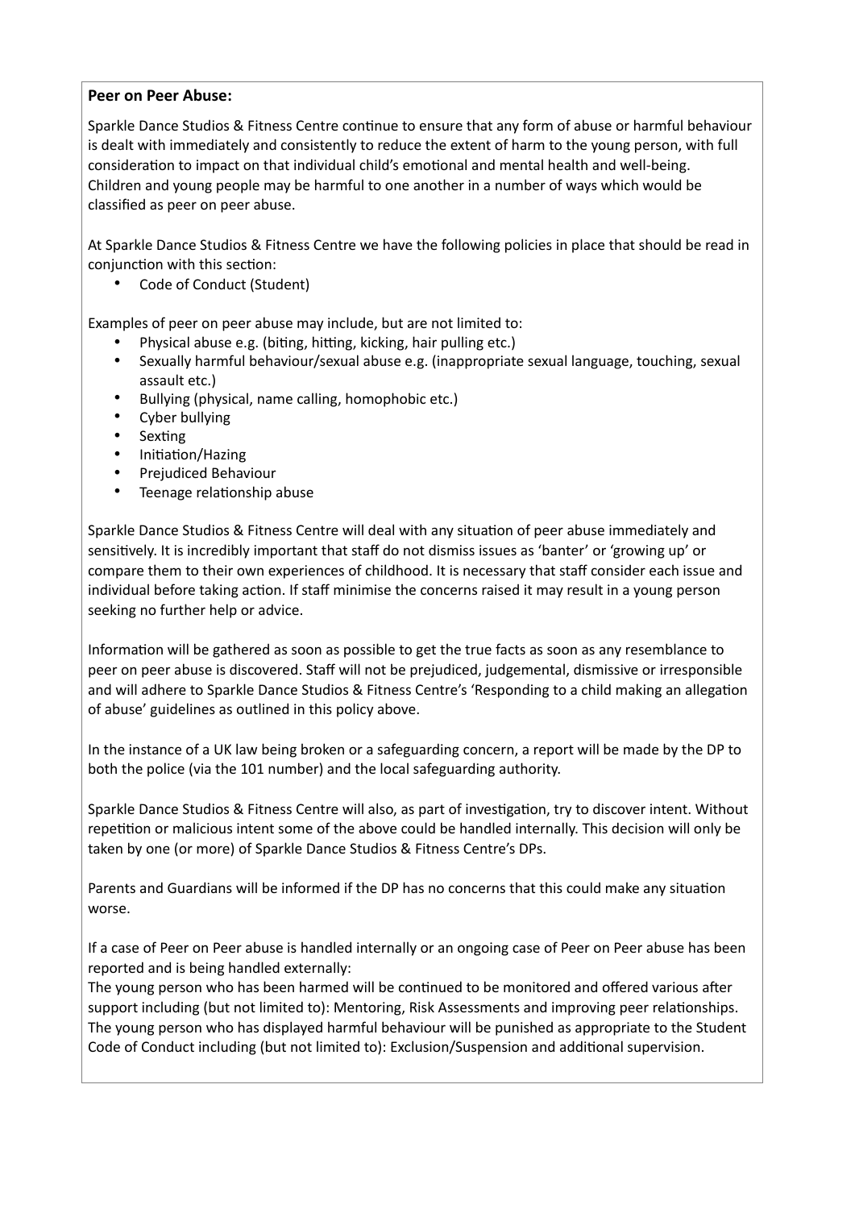**Peer on Peer Abuse:**

Sparkle Dance Studios & Fitness Centre continue to ensure that any form of abuse or harmful behaviour is dealt with immediately and consistently to reduce the extent of harm to the young person, with full consideration to impact on that individual child's emotional and mental health and well-being. Children and young people may be harmful to one another in a number of ways which would be classified as peer on peer abuse.

At Sparkle Dance Studios & Fitness Centre we have the following policies in place that should be read in conjunction with this section:

- Code of Conduct (Student)

Examples of peer on peer abuse may include, but are not limited to:

- Physical abuse e.g. (biting, hitting, kicking, hair pulling etc.)
- Sexually harmful behaviour/sexual abuse e.g. (inappropriate sexual language, touching, sexual assault etc.)
- Bullying (physical, name calling, homophobic etc.)
- Cyber bullying
- Sexting
- Initiation/Hazing
- Prejudiced Behaviour
- Teenage relationship abuse

Sparkle Dance Studios & Fitness Centre will deal with any situation of peer abuse immediately and sensitively. It is incredibly important that staff do not dismiss issues as 'banter' or 'growing up' or compare them to their own experiences of childhood. It is necessary that staff consider each issue and individual before taking action. If staff minimise the concerns raised it may result in a young person seeking no further help or advice.

Information will be gathered as soon as possible to get the true facts as soon as any resemblance to peer on peer abuse is discovered. Staff will not be prejudiced, judgemental, dismissive or irresponsible and will adhere to Sparkle Dance Studios & Fitness Centre's 'Responding to a child making an allegation of abuse' guidelines as outlined in this policy above.

In the instance of a UK law being broken or a safeguarding concern, a report will be made by the DP to both the police (via the 101 number) and the local safeguarding authority.

Sparkle Dance Studios & Fitness Centre will also, as part of investigation, try to discover intent. Without repetition or malicious intent some of the above could be handled internally. This decision will only be taken by one (or more) of Sparkle Dance Studios & Fitness Centre's DPs.

Parents and Guardians will be informed if the DP has no concerns that this could make any situation worse.

If a case of Peer on Peer abuse is handled internally or an ongoing case of Peer on Peer abuse has been reported and is being handled externally:
The young person who has been harmed will be continued to be monitored and offered various after support including (but not limited to): Mentoring, Risk Assessments and improving peer relationships. The young person who has displayed harmful behaviour will be punished as appropriate to the Student Code of Conduct including (but not limited to): Exclusion/Suspension and additional supervision.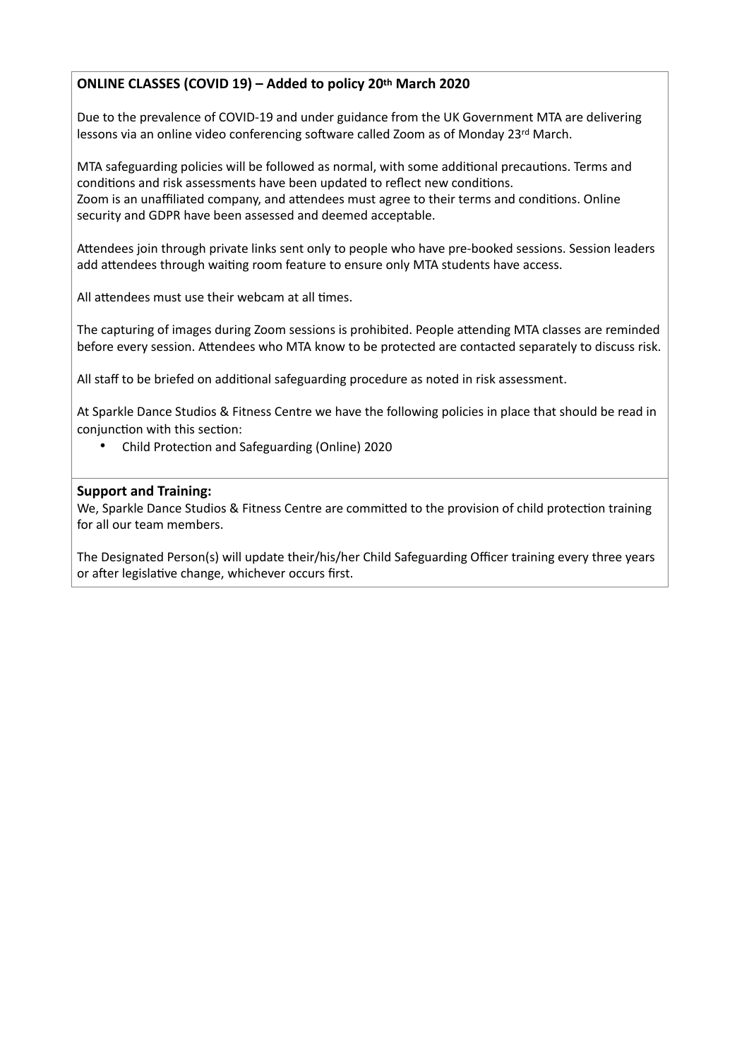**ONLINE CLASSES (COVID 19) – Added to policy 20th March 2020**

Due to the prevalence of COVID-19 and under guidance from the UK Government MTA are delivering lessons via an online video conferencing software called Zoom as of Monday 23rd March.

MTA safeguarding policies will be followed as normal, with some additional precautions. Terms and conditions and risk assessments have been updated to reflect new conditions.
Zoom is an unaffiliated company, and attendees must agree to their terms and conditions. Online security and GDPR have been assessed and deemed acceptable.

Attendees join through private links sent only to people who have pre-booked sessions. Session leaders add attendees through waiting room feature to ensure only MTA students have access.

All attendees must use their webcam at all times.

The capturing of images during Zoom sessions is prohibited. People attending MTA classes are reminded before every session. Attendees who MTA know to be protected are contacted separately to discuss risk.

All staff to be briefed on additional safeguarding procedure as noted in risk assessment.

At Sparkle Dance Studios & Fitness Centre we have the following policies in place that should be read in conjunction with this section:

- Child Protection and Safeguarding (Online) 2020

**Support and Training:**

We, Sparkle Dance Studios & Fitness Centre are committed to the provision of child protection training for all our team members.

The Designated Person(s) will update their/his/her Child Safeguarding Officer training every three years or after legislative change, whichever occurs first.